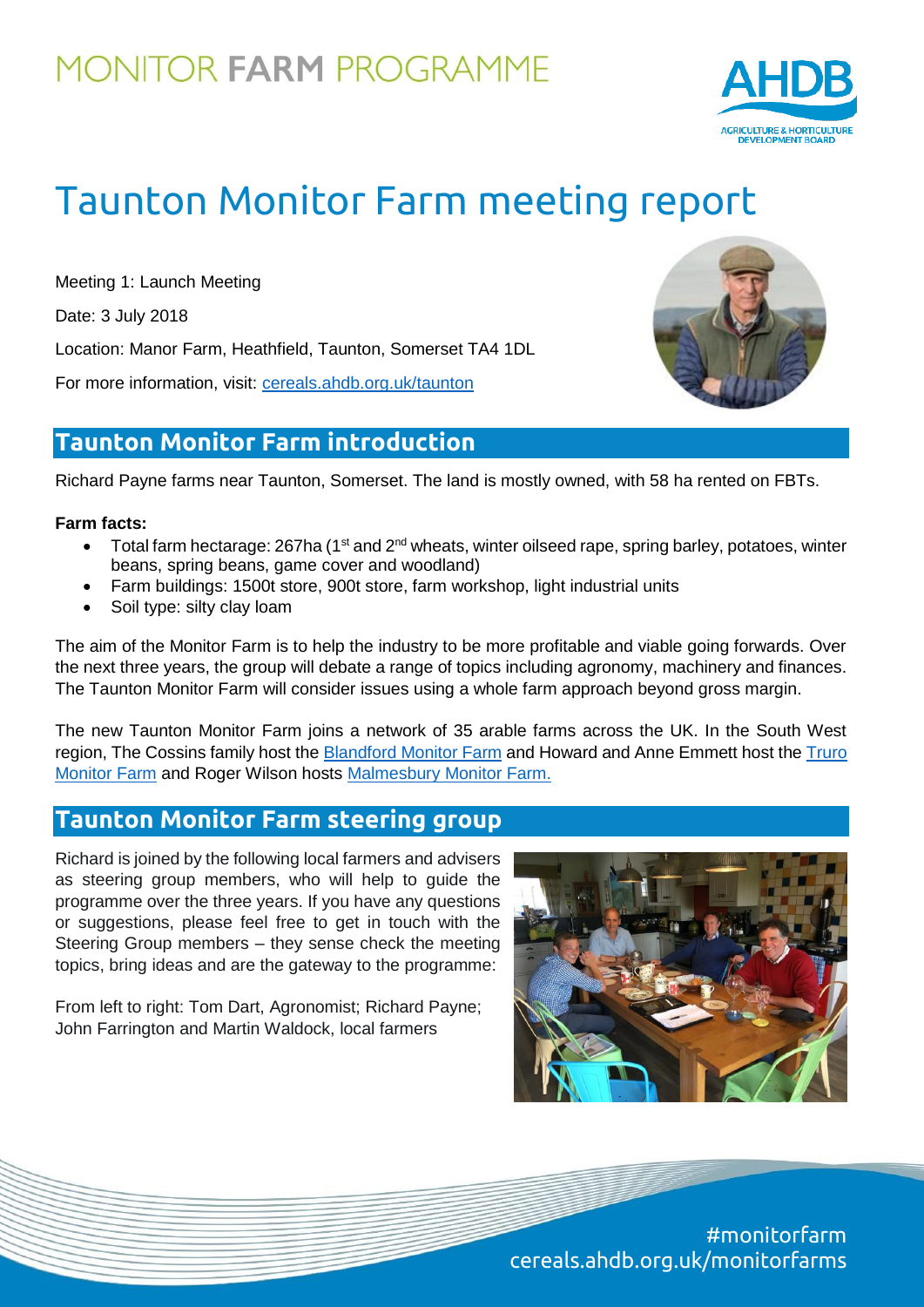MONITOR **FARM** PROGRAMME

# Taunton Monitor Farm meeting report

Meeting 1: Launch Meeting

Date: 3 July 2018

Location: Manor Farm, Heathfield, Taunton, Somerset TA4 1DL

For more information, visit: cereals.ahdb.org.uk/taunton

## Taunton Monitor Farm introduction

Richard Payne farms near Taunton, Somerset. The land is mostly owned, with 58 ha rented on FBTs.

**Farm facts:**

- Total farm hectarage: 267ha (1st and 2nd wheats, winter oilseed rape, spring barley, potatoes, winter beans, spring beans, game cover and woodland)
- Farm buildings: 1500t store, 900t store, farm workshop, light industrial units
- Soil type: silty clay loam

The aim of the Monitor Farm is to help the industry to be more profitable and viable going forwards. Over the next three years, the group will debate a range of topics including agronomy, machinery and finances. The Taunton Monitor Farm will consider issues using a whole farm approach beyond gross margin.

The new Taunton Monitor Farm joins a network of 35 arable farms across the UK. In the South West region, The Cossins family host the Blandford Monitor Farm and Howard and Anne Emmett host the Truro Monitor Farm and Roger Wilson hosts Malmesbury Monitor Farm.

## Taunton Monitor Farm steering group

Richard is joined by the following local farmers and advisers as steering group members, who will help to guide the programme over the three years. If you have any questions or suggestions, please feel free to get in touch with the Steering Group members – they sense check the meeting topics, bring ideas and are the gateway to the programme:

From left to right: Tom Dart, Agronomist; Richard Payne; John Farrington and Martin Waldock, local farmers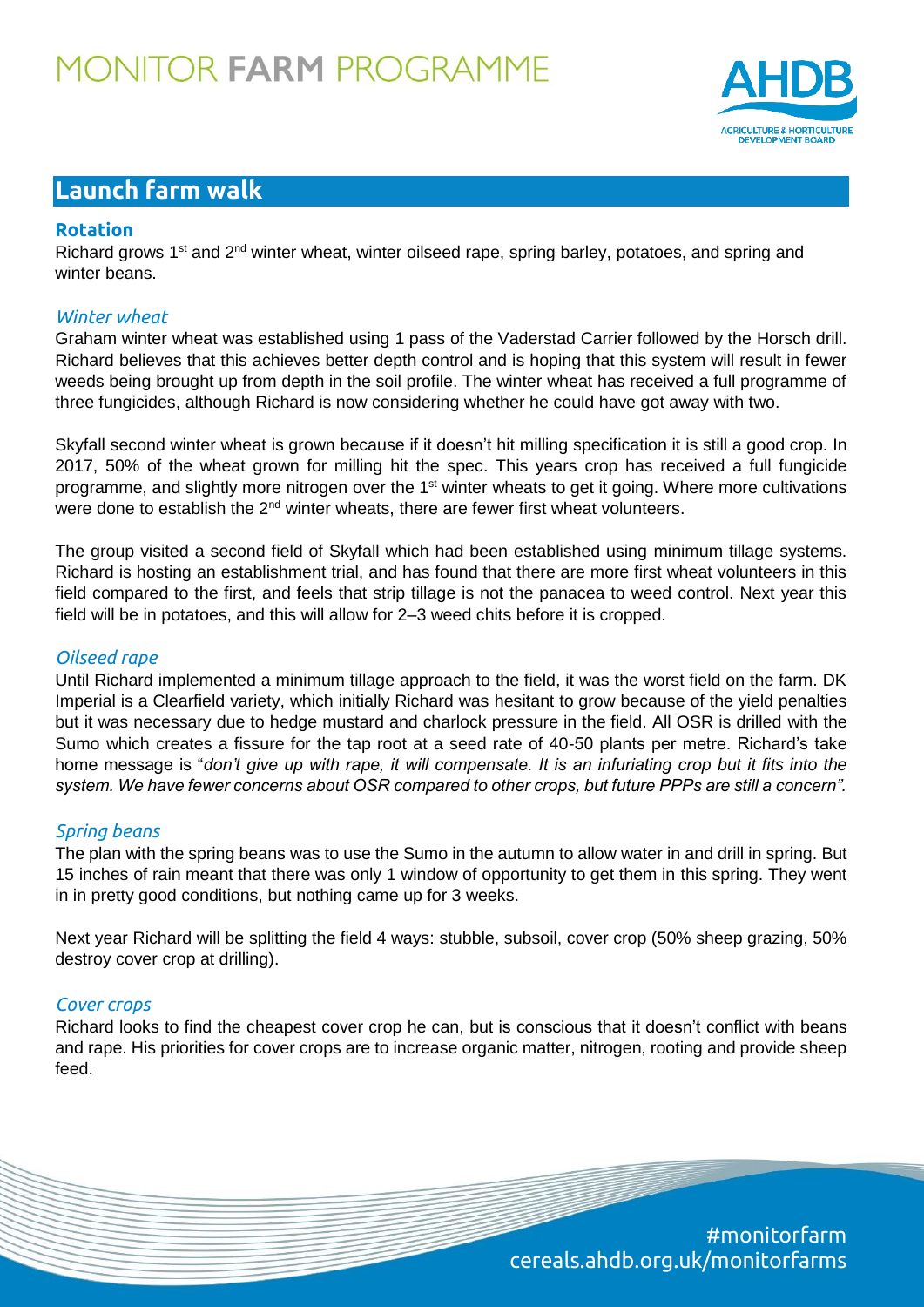## Launch farm walk

### Rotation

Richard grows 1st and 2nd winter wheat, winter oilseed rape, spring barley, potatoes, and spring and winter beans.

#### *Winter wheat*

Graham winter wheat was established using 1 pass of the Vaderstad Carrier followed by the Horsch drill. Richard believes that this achieves better depth control and is hoping that this system will result in fewer weeds being brought up from depth in the soil profile. The winter wheat has received a full programme of three fungicides, although Richard is now considering whether he could have got away with two.

Skyfall second winter wheat is grown because if it doesn't hit milling specification it is still a good crop. In 2017, 50% of the wheat grown for milling hit the spec. This years crop has received a full fungicide programme, and slightly more nitrogen over the 1st winter wheats to get it going. Where more cultivations were done to establish the 2nd winter wheats, there are fewer first wheat volunteers.

The group visited a second field of Skyfall which had been established using minimum tillage systems. Richard is hosting an establishment trial, and has found that there are more first wheat volunteers in this field compared to the first, and feels that strip tillage is not the panacea to weed control. Next year this field will be in potatoes, and this will allow for 2–3 weed chits before it is cropped.

#### *Oilseed rape*

Until Richard implemented a minimum tillage approach to the field, it was the worst field on the farm. DK Imperial is a Clearfield variety, which initially Richard was hesitant to grow because of the yield penalties but it was necessary due to hedge mustard and charlock pressure in the field. All OSR is drilled with the Sumo which creates a fissure for the tap root at a seed rate of 40-50 plants per metre. Richard's take home message is "*don't give up with rape, it will compensate. It is an infuriating crop but it fits into the system. We have fewer concerns about OSR compared to other crops, but future PPPs are still a concern".*

#### *Spring beans*

The plan with the spring beans was to use the Sumo in the autumn to allow water in and drill in spring. But 15 inches of rain meant that there was only 1 window of opportunity to get them in this spring. They went in in pretty good conditions, but nothing came up for 3 weeks.

Next year Richard will be splitting the field 4 ways: stubble, subsoil, cover crop (50% sheep grazing, 50% destroy cover crop at drilling).

#### *Cover crops*

Richard looks to find the cheapest cover crop he can, but is conscious that it doesn't conflict with beans and rape. His priorities for cover crops are to increase organic matter, nitrogen, rooting and provide sheep feed.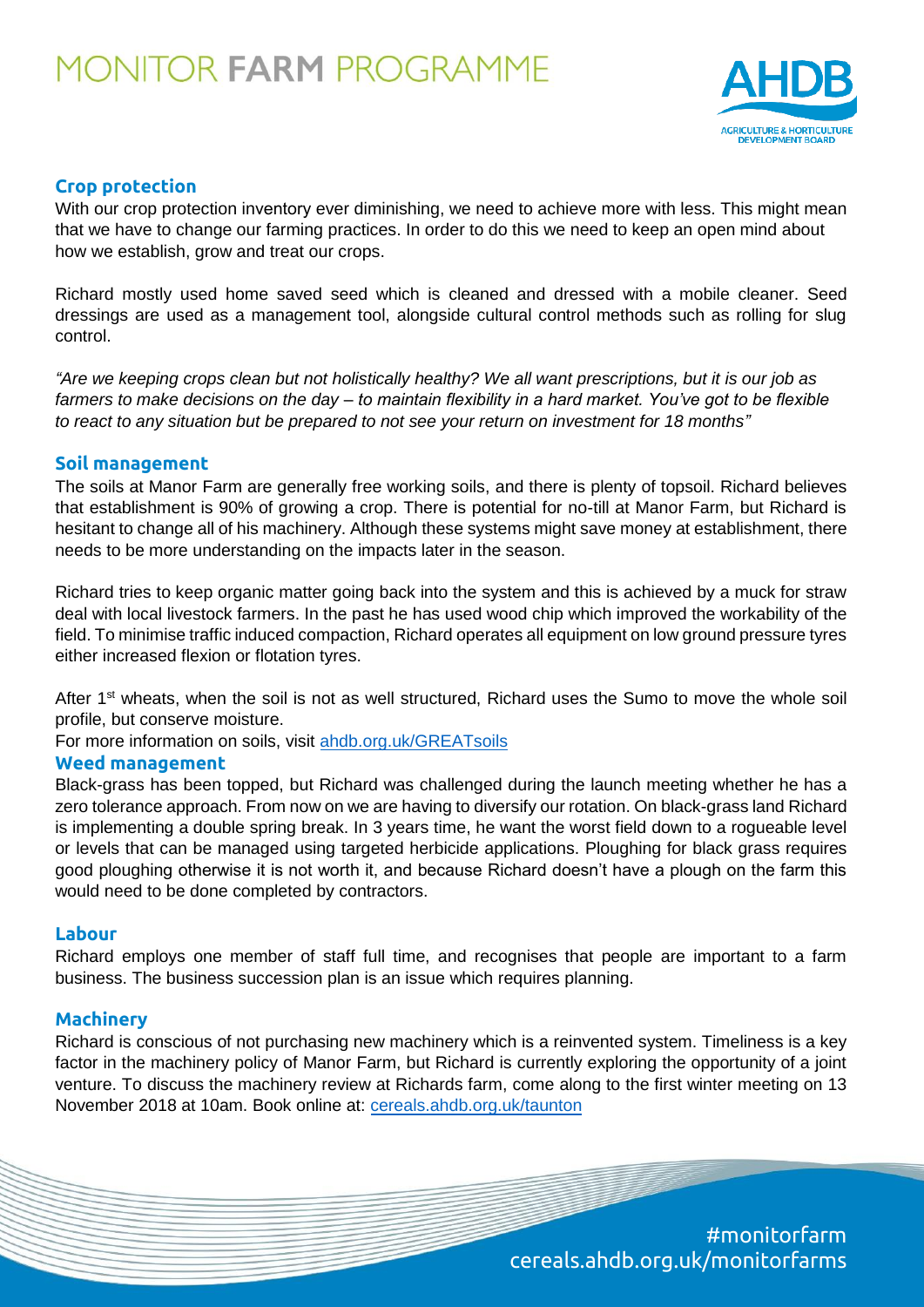## Crop protection

With our crop protection inventory ever diminishing, we need to achieve more with less. This might mean that we have to change our farming practices. In order to do this we need to keep an open mind about how we establish, grow and treat our crops.

Richard mostly used home saved seed which is cleaned and dressed with a mobile cleaner. Seed dressings are used as a management tool, alongside cultural control methods such as rolling for slug control.

*"Are we keeping crops clean but not holistically healthy? We all want prescriptions, but it is our job as farmers to make decisions on the day – to maintain flexibility in a hard market. You've got to be flexible to react to any situation but be prepared to not see your return on investment for 18 months"*

## Soil management

The soils at Manor Farm are generally free working soils, and there is plenty of topsoil. Richard believes that establishment is 90% of growing a crop. There is potential for no-till at Manor Farm, but Richard is hesitant to change all of his machinery. Although these systems might save money at establishment, there needs to be more understanding on the impacts later in the season.

Richard tries to keep organic matter going back into the system and this is achieved by a muck for straw deal with local livestock farmers. In the past he has used wood chip which improved the workability of the field. To minimise traffic induced compaction, Richard operates all equipment on low ground pressure tyres either increased flexion or flotation tyres.

After 1st wheats, when the soil is not as well structured, Richard uses the Sumo to move the whole soil profile, but conserve moisture.

For more information on soils, visit [ahdb.org.uk/GREATsoils](ahdb.org.uk/GREATsoils)

## Weed management

Black-grass has been topped, but Richard was challenged during the launch meeting whether he has a zero tolerance approach. From now on we are having to diversify our rotation. On black-grass land Richard is implementing a double spring break. In 3 years time, he want the worst field down to a rogueable level or levels that can be managed using targeted herbicide applications. Ploughing for black grass requires good ploughing otherwise it is not worth it, and because Richard doesn't have a plough on the farm this would need to be done completed by contractors.

## Labour

Richard employs one member of staff full time, and recognises that people are important to a farm business. The business succession plan is an issue which requires planning.

## Machinery

Richard is conscious of not purchasing new machinery which is a reinvented system. Timeliness is a key factor in the machinery policy of Manor Farm, but Richard is currently exploring the opportunity of a joint venture. To discuss the machinery review at Richards farm, come along to the first winter meeting on 13 November 2018 at 10am. Book online at: [cereals.ahdb.org.uk/taunton](cereals.ahdb.org.uk/taunton)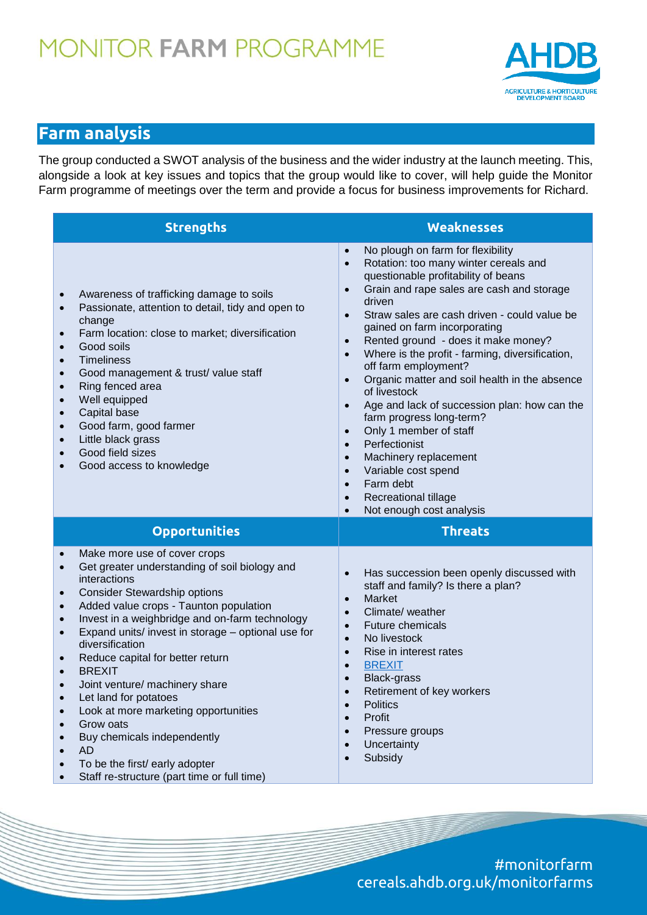## Farm analysis

The group conducted a SWOT analysis of the business and the wider industry at the launch meeting. This, alongside a look at key issues and topics that the group would like to cover, will help guide the Monitor Farm programme of meetings over the term and provide a focus for business improvements for Richard.

| Strengths | Weaknesses |
|---|---|
| • Awareness of trafficking damage to soils<br>• Passionate, attention to detail, tidy and open to change<br>• Farm location: close to market; diversification<br>• Good soils<br>• Timeliness<br>• Good management & trust/ value staff<br>• Ring fenced area<br>• Well equipped<br>• Capital base<br>• Good farm, good farmer<br>• Little black grass<br>• Good field sizes<br>• Good access to knowledge | • No plough on farm for flexibility<br>• Rotation: too many winter cereals and questionable profitability of beans<br>• Grain and rape sales are cash and storage driven<br>• Straw sales are cash driven - could value be gained on farm incorporating<br>• Rented ground - does it make money?<br>• Where is the profit - farming, diversification, off farm employment?<br>• Organic matter and soil health in the absence of livestock<br>• Age and lack of succession plan: how can the farm progress long-term?<br>• Only 1 member of staff<br>• Perfectionist<br>• Machinery replacement<br>• Variable cost spend<br>• Farm debt<br>• Recreational tillage<br>• Not enough cost analysis |
| **Opportunities** | **Threats** |
| • Make more use of cover crops<br>• Get greater understanding of soil biology and interactions<br>• Consider Stewardship options<br>• Added value crops - Taunton population<br>• Invest in a weighbridge and on-farm technology<br>• Expand units/ invest in storage – optional use for diversification<br>• Reduce capital for better return<br>• BREXIT<br>• Joint venture/ machinery share<br>• Let land for potatoes<br>• Look at more marketing opportunities<br>• Grow oats<br>• Buy chemicals independently<br>• AD<br>• To be the first/ early adopter<br>• Staff re-structure (part time or full time) | • Has succession been openly discussed with staff and family? Is there a plan?<br>• Market<br>• Climate/ weather<br>• Future chemicals<br>• No livestock<br>• Rise in interest rates<br>• BREXIT<br>• Black-grass<br>• Retirement of key workers<br>• Politics<br>• Profit<br>• Pressure groups<br>• Uncertainty<br>• Subsidy |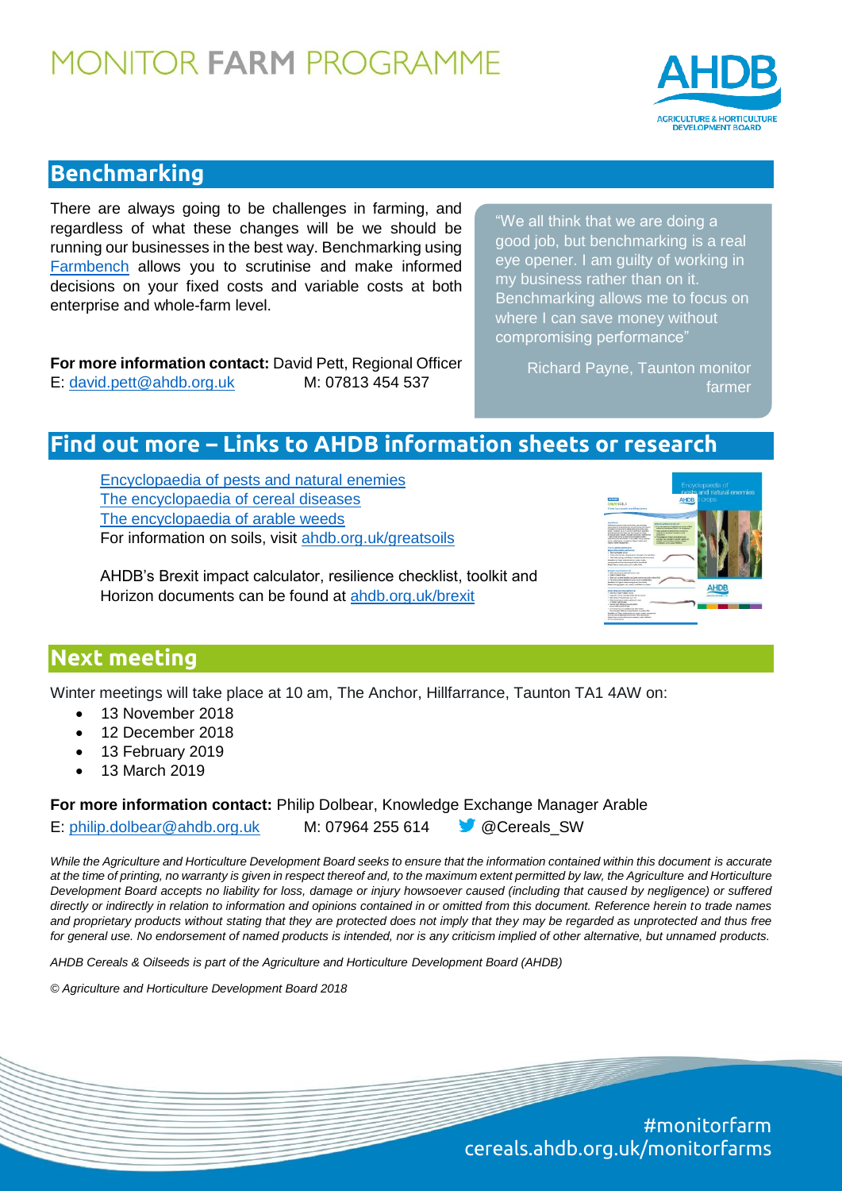# MONITOR FARM PROGRAMME

## Benchmarking

There are always going to be challenges in farming, and regardless of what these changes will be we should be running our businesses in the best way. Benchmarking using Farmbench allows you to scrutinise and make informed decisions on your fixed costs and variable costs at both enterprise and whole-farm level.

"We all think that we are doing a good job, but benchmarking is a real eye opener. I am guilty of working in my business rather than on it. Benchmarking allows me to focus on where I can save money without compromising performance"

Richard Payne, Taunton monitor farmer

**For more information contact:** David Pett, Regional Officer
E: david.pett@ahdb.org.uk M: 07813 454 537

## Find out more – Links to AHDB information sheets or research

Encyclopaedia of pests and natural enemies
The encyclopaedia of cereal diseases
The encyclopaedia of arable weeds
For information on soils, visit ahdb.org.uk/greatsoils

AHDB's Brexit impact calculator, resilience checklist, toolkit and Horizon documents can be found at ahdb.org.uk/brexit

## Next meeting

Winter meetings will take place at 10 am, The Anchor, Hillfarrance, Taunton TA1 4AW on:

- 13 November 2018
- 12 December 2018
- 13 February 2019
- 13 March 2019

**For more information contact:** Philip Dolbear, Knowledge Exchange Manager Arable
E: philip.dolbear@ahdb.org.uk M: 07964 255 614 @Cereals_SW

*While the Agriculture and Horticulture Development Board seeks to ensure that the information contained within this document is accurate at the time of printing, no warranty is given in respect thereof and, to the maximum extent permitted by law, the Agriculture and Horticulture Development Board accepts no liability for loss, damage or injury howsoever caused (including that caused by negligence) or suffered directly or indirectly in relation to information and opinions contained in or omitted from this document. Reference herein to trade names and proprietary products without stating that they are protected does not imply that they may be regarded as unprotected and thus free for general use. No endorsement of named products is intended, nor is any criticism implied of other alternative, but unnamed products.*

*AHDB Cereals & Oilseeds is part of the Agriculture and Horticulture Development Board (AHDB)*

*© Agriculture and Horticulture Development Board 2018*

#monitorfarm
cereals.ahdb.org.uk/monitorfarms